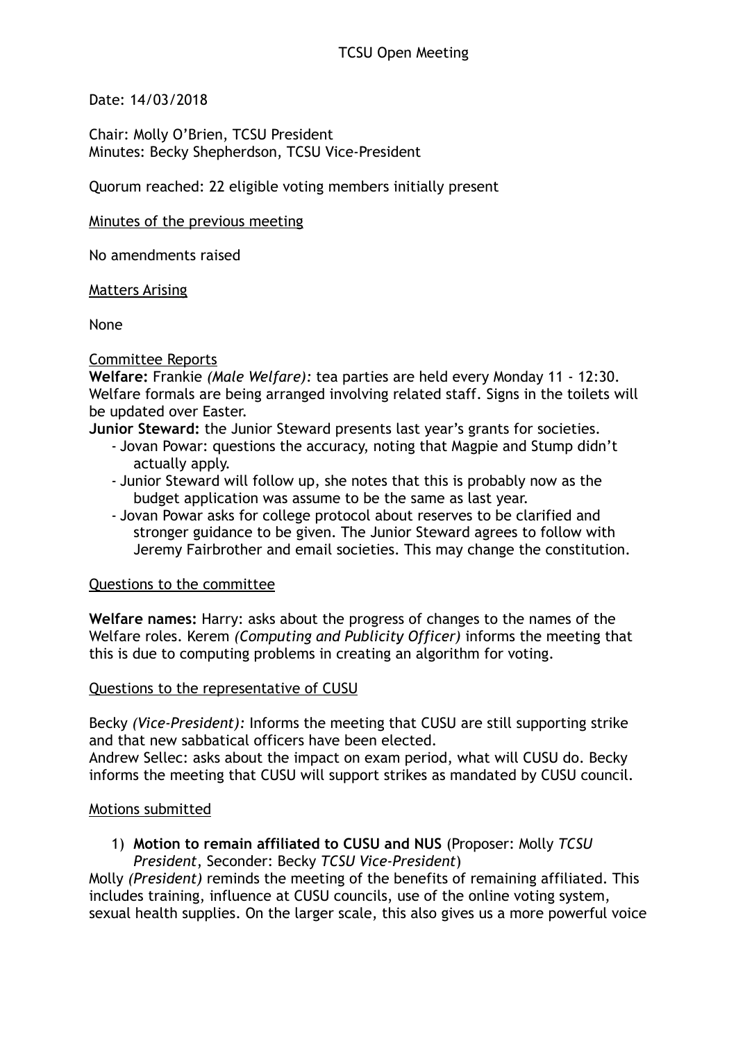# TCSU Open Meeting

Date: 14/03/2018

Chair: Molly O'Brien, TCSU President
Minutes: Becky Shepherdson, TCSU Vice-President

Quorum reached: 22 eligible voting members initially present

## Minutes of the previous meeting

No amendments raised

## Matters Arising

None

## Committee Reports

**Welfare:** Frankie *(Male Welfare):* tea parties are held every Monday 11 - 12:30. Welfare formals are being arranged involving related staff. Signs in the toilets will be updated over Easter.

**Junior Steward:** the Junior Steward presents last year's grants for societies.

- Jovan Powar: questions the accuracy, noting that Magpie and Stump didn't actually apply.
- Junior Steward will follow up, she notes that this is probably now as the budget application was assume to be the same as last year.
- Jovan Powar asks for college protocol about reserves to be clarified and stronger guidance to be given. The Junior Steward agrees to follow with Jeremy Fairbrother and email societies. This may change the constitution.

## Questions to the committee

**Welfare names:** Harry: asks about the progress of changes to the names of the Welfare roles. Kerem *(Computing and Publicity Officer)* informs the meeting that this is due to computing problems in creating an algorithm for voting.

## Questions to the representative of CUSU

Becky *(Vice-President):* Informs the meeting that CUSU are still supporting strike and that new sabbatical officers have been elected.

Andrew Sellec: asks about the impact on exam period, what will CUSU do. Becky informs the meeting that CUSU will support strikes as mandated by CUSU council.

## Motions submitted

1) **Motion to remain affiliated to CUSU and NUS** (Proposer: Molly *TCSU President*, Seconder: Becky *TCSU Vice-President*)

Molly *(President)* reminds the meeting of the benefits of remaining affiliated. This includes training, influence at CUSU councils, use of the online voting system, sexual health supplies. On the larger scale, this also gives us a more powerful voice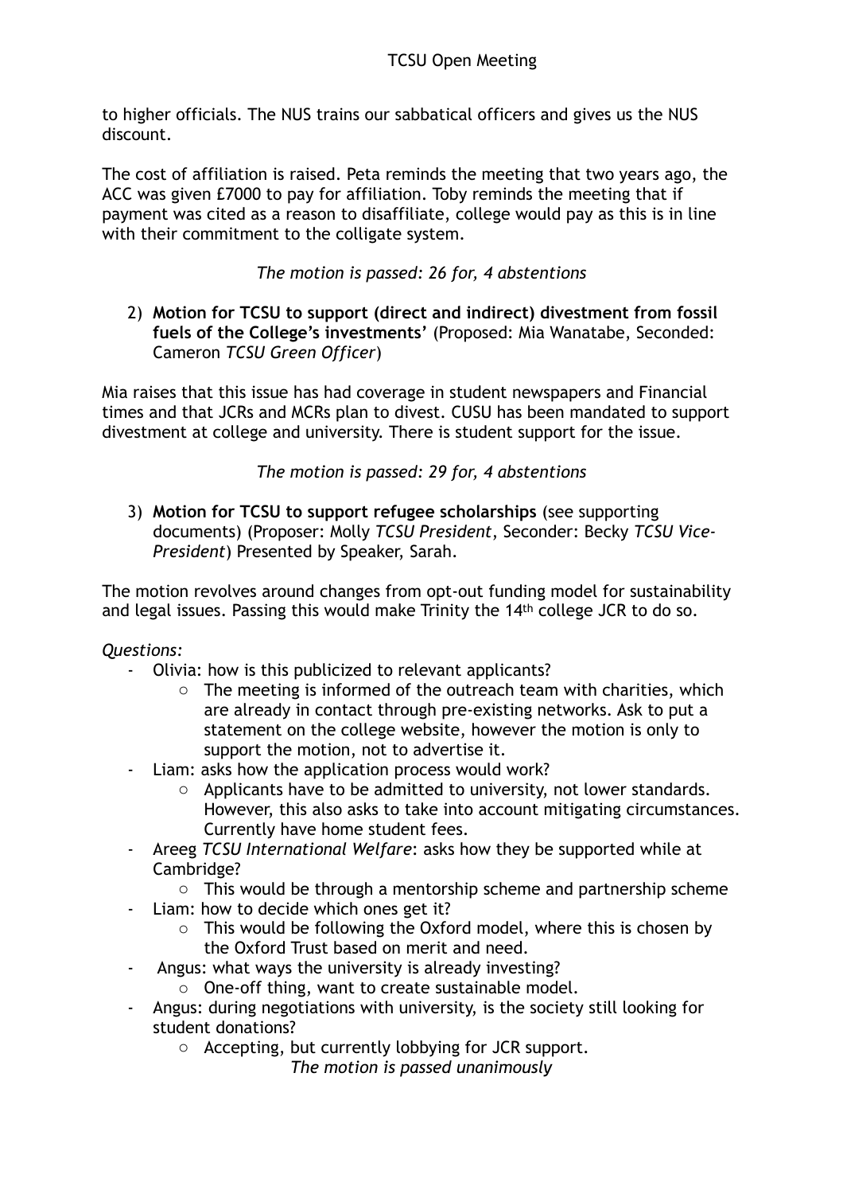to higher officials. The NUS trains our sabbatical officers and gives us the NUS discount.

The cost of affiliation is raised. Peta reminds the meeting that two years ago, the ACC was given £7000 to pay for affiliation. Toby reminds the meeting that if payment was cited as a reason to disaffiliate, college would pay as this is in line with their commitment to the colligate system.

*The motion is passed: 26 for, 4 abstentions*

2) **Motion for TCSU to support (direct and indirect) divestment from fossil fuels of the College's investments'** (Proposed: Mia Wanatabe, Seconded: Cameron *TCSU Green Officer*)

Mia raises that this issue has had coverage in student newspapers and Financial times and that JCRs and MCRs plan to divest. CUSU has been mandated to support divestment at college and university. There is student support for the issue.

*The motion is passed: 29 for, 4 abstentions*

3) **Motion for TCSU to support refugee scholarships** (see supporting documents) (Proposer: Molly *TCSU President*, Seconder: Becky *TCSU Vice-President*) Presented by Speaker, Sarah.

The motion revolves around changes from opt-out funding model for sustainability and legal issues. Passing this would make Trinity the 14th college JCR to do so.

*Questions:*

- Olivia: how is this publicized to relevant applicants?
    - The meeting is informed of the outreach team with charities, which are already in contact through pre-existing networks. Ask to put a statement on the college website, however the motion is only to support the motion, not to advertise it.
- Liam: asks how the application process would work?
    - Applicants have to be admitted to university, not lower standards. However, this also asks to take into account mitigating circumstances. Currently have home student fees.
- Areeg *TCSU International Welfare*: asks how they be supported while at Cambridge?
    - This would be through a mentorship scheme and partnership scheme
- Liam: how to decide which ones get it?
    - This would be following the Oxford model, where this is chosen by the Oxford Trust based on merit and need.
- Angus: what ways the university is already investing?
    - One-off thing, want to create sustainable model.
- Angus: during negotiations with university, is the society still looking for student donations?
    - Accepting, but currently lobbying for JCR support.

*The motion is passed unanimously*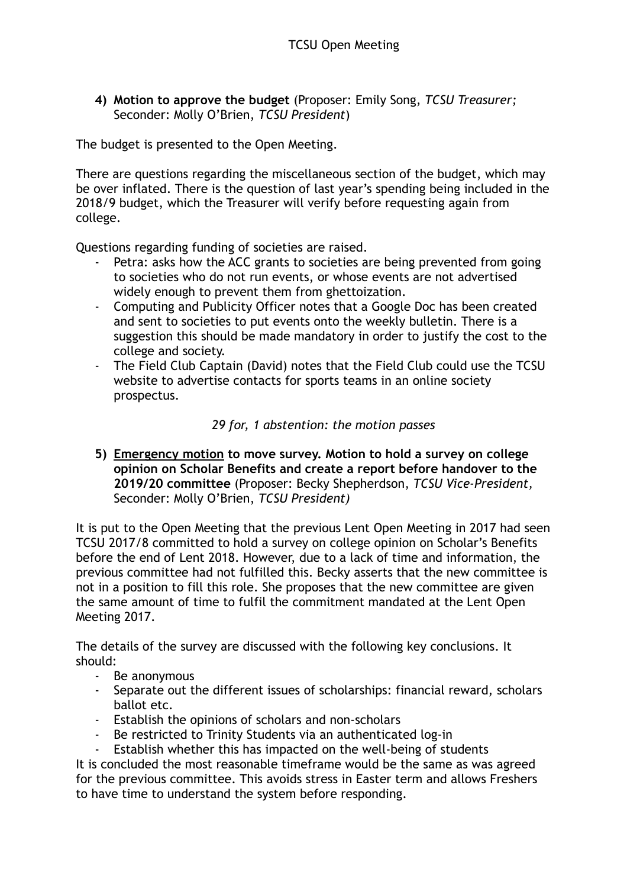4) **Motion to approve the budget** (Proposer: Emily Song, *TCSU Treasurer;* Seconder: Molly O'Brien, *TCSU President*)

The budget is presented to the Open Meeting.

There are questions regarding the miscellaneous section of the budget, which may be over inflated. There is the question of last year's spending being included in the 2018/9 budget, which the Treasurer will verify before requesting again from college.

Questions regarding funding of societies are raised.

- Petra: asks how the ACC grants to societies are being prevented from going to societies who do not run events, or whose events are not advertised widely enough to prevent them from ghettoization.
- Computing and Publicity Officer notes that a Google Doc has been created and sent to societies to put events onto the weekly bulletin. There is a suggestion this should be made mandatory in order to justify the cost to the college and society.
- The Field Club Captain (David) notes that the Field Club could use the TCSU website to advertise contacts for sports teams in an online society prospectus.

*29 for, 1 abstention: the motion passes*

5) **Emergency motion to move survey. Motion to hold a survey on college opinion on Scholar Benefits and create a report before handover to the 2019/20 committee** (Proposer: Becky Shepherdson, *TCSU Vice-President,* Seconder: Molly O'Brien, *TCSU President)*

It is put to the Open Meeting that the previous Lent Open Meeting in 2017 had seen TCSU 2017/8 committed to hold a survey on college opinion on Scholar's Benefits before the end of Lent 2018. However, due to a lack of time and information, the previous committee had not fulfilled this. Becky asserts that the new committee is not in a position to fill this role. She proposes that the new committee are given the same amount of time to fulfil the commitment mandated at the Lent Open Meeting 2017.

The details of the survey are discussed with the following key conclusions. It should:

- Be anonymous
- Separate out the different issues of scholarships: financial reward, scholars ballot etc.
- Establish the opinions of scholars and non-scholars
- Be restricted to Trinity Students via an authenticated log-in
- Establish whether this has impacted on the well-being of students

It is concluded the most reasonable timeframe would be the same as was agreed for the previous committee. This avoids stress in Easter term and allows Freshers to have time to understand the system before responding.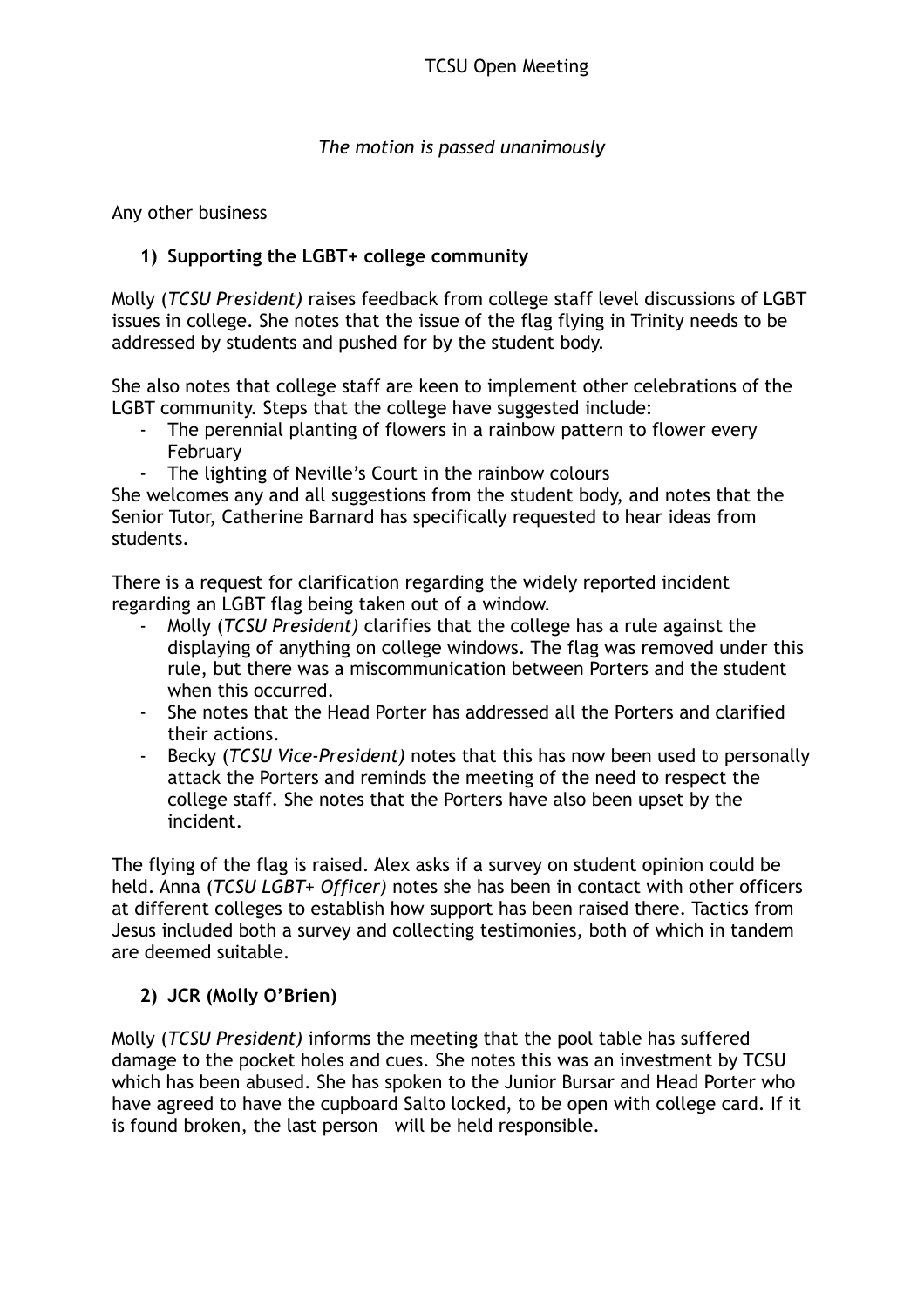*The motion is passed unanimously*

<u>Any other business</u>

**1) Supporting the LGBT+ college community**

Molly (*TCSU President)* raises feedback from college staff level discussions of LGBT issues in college. She notes that the issue of the flag flying in Trinity needs to be addressed by students and pushed for by the student body.

She also notes that college staff are keen to implement other celebrations of the LGBT community. Steps that the college have suggested include:

- The perennial planting of flowers in a rainbow pattern to flower every February
- The lighting of Neville's Court in the rainbow colours

She welcomes any and all suggestions from the student body, and notes that the Senior Tutor, Catherine Barnard has specifically requested to hear ideas from students.

There is a request for clarification regarding the widely reported incident regarding an LGBT flag being taken out of a window.

- Molly (*TCSU President)* clarifies that the college has a rule against the displaying of anything on college windows. The flag was removed under this rule, but there was a miscommunication between Porters and the student when this occurred.
- She notes that the Head Porter has addressed all the Porters and clarified their actions.
- Becky (*TCSU Vice-President)* notes that this has now been used to personally attack the Porters and reminds the meeting of the need to respect the college staff. She notes that the Porters have also been upset by the incident.

The flying of the flag is raised. Alex asks if a survey on student opinion could be held. Anna (*TCSU LGBT+ Officer)* notes she has been in contact with other officers at different colleges to establish how support has been raised there. Tactics from Jesus included both a survey and collecting testimonies, both of which in tandem are deemed suitable.

**2) JCR (Molly O'Brien)**

Molly (*TCSU President)* informs the meeting that the pool table has suffered damage to the pocket holes and cues. She notes this was an investment by TCSU which has been abused. She has spoken to the Junior Bursar and Head Porter who have agreed to have the cupboard Salto locked, to be open with college card. If it is found broken, the last person will be held responsible.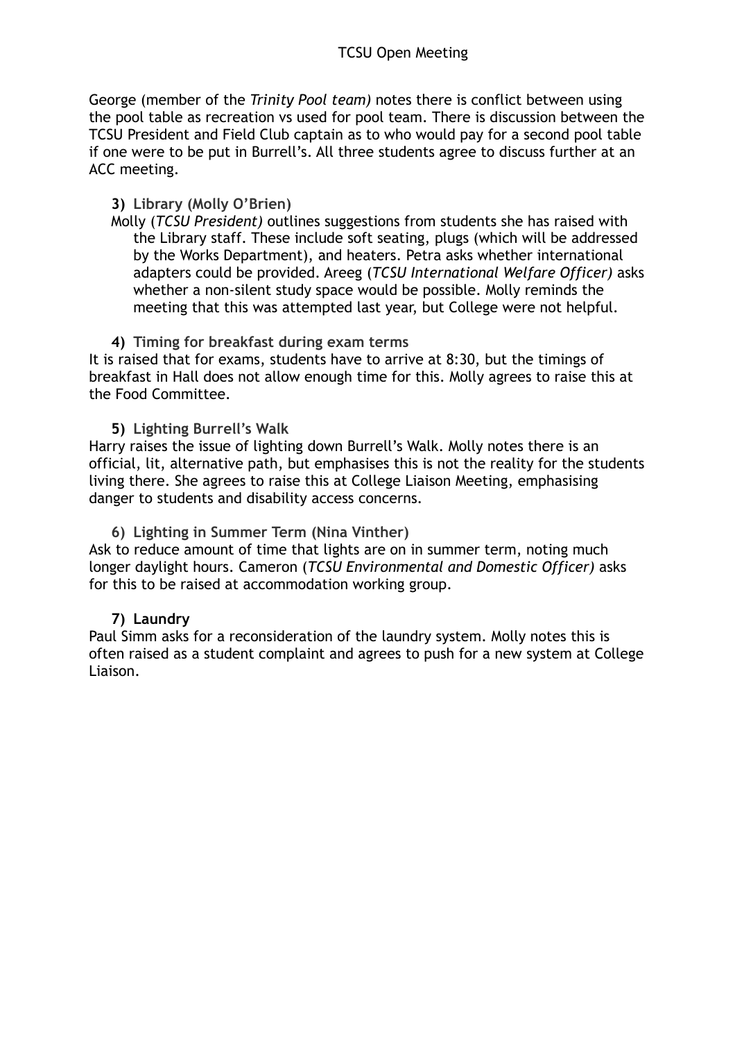George (member of the *Trinity Pool team)* notes there is conflict between using the pool table as recreation vs used for pool team. There is discussion between the TCSU President and Field Club captain as to who would pay for a second pool table if one were to be put in Burrell's. All three students agree to discuss further at an ACC meeting.

3) **Library (Molly O'Brien)**

Molly (*TCSU President)* outlines suggestions from students she has raised with the Library staff. These include soft seating, plugs (which will be addressed by the Works Department), and heaters. Petra asks whether international adapters could be provided. Areeg (*TCSU International Welfare Officer)* asks whether a non-silent study space would be possible. Molly reminds the meeting that this was attempted last year, but College were not helpful.

4) **Timing for breakfast during exam terms**

It is raised that for exams, students have to arrive at 8:30, but the timings of breakfast in Hall does not allow enough time for this. Molly agrees to raise this at the Food Committee.

5) **Lighting Burrell's Walk**

Harry raises the issue of lighting down Burrell's Walk. Molly notes there is an official, lit, alternative path, but emphasises this is not the reality for the students living there. She agrees to raise this at College Liaison Meeting, emphasising danger to students and disability access concerns.

6) **Lighting in Summer Term (Nina Vinther)**

Ask to reduce amount of time that lights are on in summer term, noting much longer daylight hours. Cameron (*TCSU Environmental and Domestic Officer)* asks for this to be raised at accommodation working group.

7) **Laundry**

Paul Simm asks for a reconsideration of the laundry system. Molly notes this is often raised as a student complaint and agrees to push for a new system at College Liaison.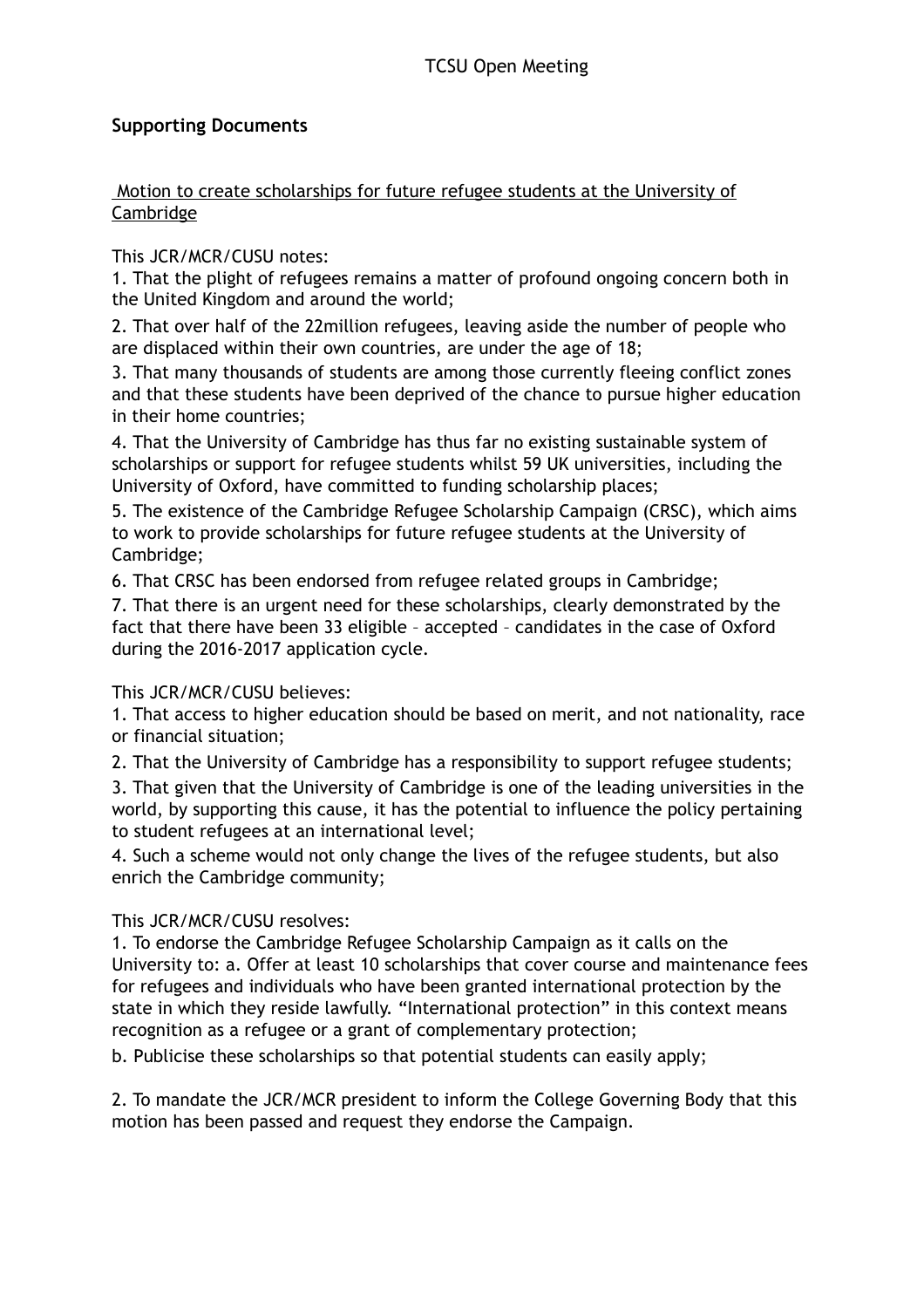TCSU Open Meeting

**Supporting Documents**

Motion to create scholarships for future refugee students at the University of Cambridge

This JCR/MCR/CUSU notes:

1. That the plight of refugees remains a matter of profound ongoing concern both in the United Kingdom and around the world;
2. That over half of the 22million refugees, leaving aside the number of people who are displaced within their own countries, are under the age of 18;
3. That many thousands of students are among those currently fleeing conflict zones and that these students have been deprived of the chance to pursue higher education in their home countries;
4. That the University of Cambridge has thus far no existing sustainable system of scholarships or support for refugee students whilst 59 UK universities, including the University of Oxford, have committed to funding scholarship places;
5. The existence of the Cambridge Refugee Scholarship Campaign (CRSC), which aims to work to provide scholarships for future refugee students at the University of Cambridge;
6. That CRSC has been endorsed from refugee related groups in Cambridge;
7. That there is an urgent need for these scholarships, clearly demonstrated by the fact that there have been 33 eligible – accepted – candidates in the case of Oxford during the 2016-2017 application cycle.

This JCR/MCR/CUSU believes:

1. That access to higher education should be based on merit, and not nationality, race or financial situation;
2. That the University of Cambridge has a responsibility to support refugee students;
3. That given that the University of Cambridge is one of the leading universities in the world, by supporting this cause, it has the potential to influence the policy pertaining to student refugees at an international level;
4. Such a scheme would not only change the lives of the refugee students, but also enrich the Cambridge community;

This JCR/MCR/CUSU resolves:

1. To endorse the Cambridge Refugee Scholarship Campaign as it calls on the University to: a. Offer at least 10 scholarships that cover course and maintenance fees for refugees and individuals who have been granted international protection by the state in which they reside lawfully. "International protection" in this context means recognition as a refugee or a grant of complementary protection;

   b. Publicise these scholarships so that potential students can easily apply;

2. To mandate the JCR/MCR president to inform the College Governing Body that this motion has been passed and request they endorse the Campaign.